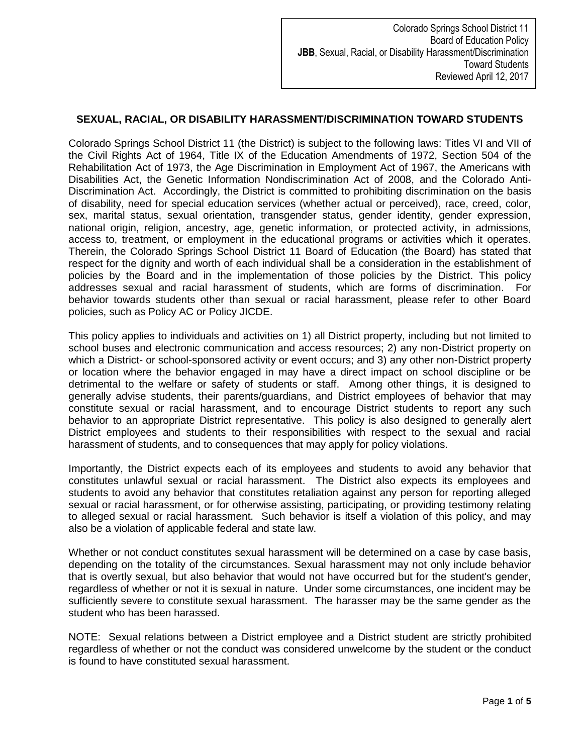Colorado Springs School District 11
Board of Education Policy
**JBB**, Sexual, Racial, or Disability Harassment/Discrimination Toward Students
Reviewed April 12, 2017

## SEXUAL, RACIAL, OR DISABILITY HARASSMENT/DISCRIMINATION TOWARD STUDENTS

Colorado Springs School District 11 (the District) is subject to the following laws: Titles VI and VII of the Civil Rights Act of 1964, Title IX of the Education Amendments of 1972, Section 504 of the Rehabilitation Act of 1973, the Age Discrimination in Employment Act of 1967, the Americans with Disabilities Act, the Genetic Information Nondiscrimination Act of 2008, and the Colorado Anti-Discrimination Act. Accordingly, the District is committed to prohibiting discrimination on the basis of disability, need for special education services (whether actual or perceived), race, creed, color, sex, marital status, sexual orientation, transgender status, gender identity, gender expression, national origin, religion, ancestry, age, genetic information, or protected activity, in admissions, access to, treatment, or employment in the educational programs or activities which it operates. Therein, the Colorado Springs School District 11 Board of Education (the Board) has stated that respect for the dignity and worth of each individual shall be a consideration in the establishment of policies by the Board and in the implementation of those policies by the District. This policy addresses sexual and racial harassment of students, which are forms of discrimination. For behavior towards students other than sexual or racial harassment, please refer to other Board policies, such as Policy AC or Policy JICDE.

This policy applies to individuals and activities on 1) all District property, including but not limited to school buses and electronic communication and access resources; 2) any non-District property on which a District- or school-sponsored activity or event occurs; and 3) any other non-District property or location where the behavior engaged in may have a direct impact on school discipline or be detrimental to the welfare or safety of students or staff. Among other things, it is designed to generally advise students, their parents/guardians, and District employees of behavior that may constitute sexual or racial harassment, and to encourage District students to report any such behavior to an appropriate District representative. This policy is also designed to generally alert District employees and students to their responsibilities with respect to the sexual and racial harassment of students, and to consequences that may apply for policy violations.

Importantly, the District expects each of its employees and students to avoid any behavior that constitutes unlawful sexual or racial harassment. The District also expects its employees and students to avoid any behavior that constitutes retaliation against any person for reporting alleged sexual or racial harassment, or for otherwise assisting, participating, or providing testimony relating to alleged sexual or racial harassment. Such behavior is itself a violation of this policy, and may also be a violation of applicable federal and state law.

Whether or not conduct constitutes sexual harassment will be determined on a case by case basis, depending on the totality of the circumstances. Sexual harassment may not only include behavior that is overtly sexual, but also behavior that would not have occurred but for the student's gender, regardless of whether or not it is sexual in nature. Under some circumstances, one incident may be sufficiently severe to constitute sexual harassment. The harasser may be the same gender as the student who has been harassed.

NOTE: Sexual relations between a District employee and a District student are strictly prohibited regardless of whether or not the conduct was considered unwelcome by the student or the conduct is found to have constituted sexual harassment.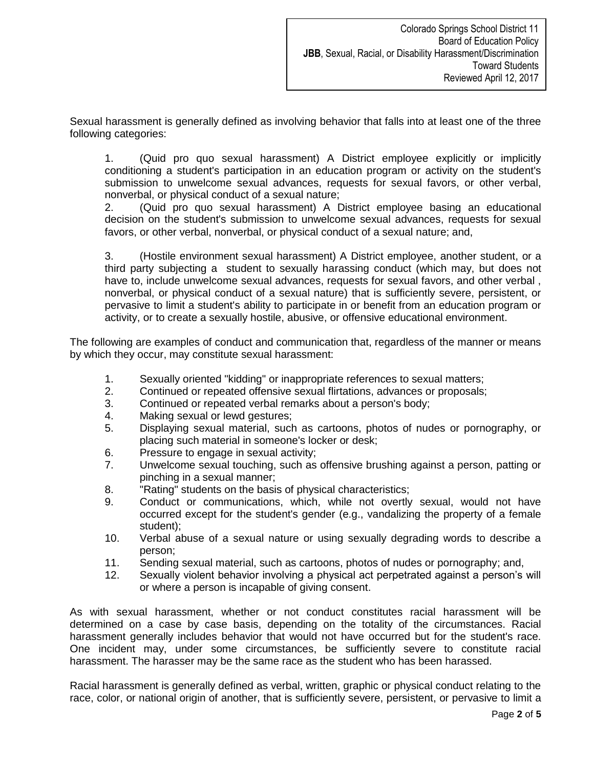Sexual harassment is generally defined as involving behavior that falls into at least one of the three following categories:

1. (Quid pro quo sexual harassment) A District employee explicitly or implicitly conditioning a student's participation in an education program or activity on the student's submission to unwelcome sexual advances, requests for sexual favors, or other verbal, nonverbal, or physical conduct of a sexual nature;
2. (Quid pro quo sexual harassment) A District employee basing an educational decision on the student's submission to unwelcome sexual advances, requests for sexual favors, or other verbal, nonverbal, or physical conduct of a sexual nature; and,
3. (Hostile environment sexual harassment) A District employee, another student, or a third party subjecting a student to sexually harassing conduct (which may, but does not have to, include unwelcome sexual advances, requests for sexual favors, and other verbal , nonverbal, or physical conduct of a sexual nature) that is sufficiently severe, persistent, or pervasive to limit a student's ability to participate in or benefit from an education program or activity, or to create a sexually hostile, abusive, or offensive educational environment.

The following are examples of conduct and communication that, regardless of the manner or means by which they occur, may constitute sexual harassment:

1. Sexually oriented "kidding" or inappropriate references to sexual matters;
2. Continued or repeated offensive sexual flirtations, advances or proposals;
3. Continued or repeated verbal remarks about a person's body;
4. Making sexual or lewd gestures;
5. Displaying sexual material, such as cartoons, photos of nudes or pornography, or placing such material in someone's locker or desk;
6. Pressure to engage in sexual activity;
7. Unwelcome sexual touching, such as offensive brushing against a person, patting or pinching in a sexual manner;
8. "Rating" students on the basis of physical characteristics;
9. Conduct or communications, which, while not overtly sexual, would not have occurred except for the student's gender (e.g., vandalizing the property of a female student);
10. Verbal abuse of a sexual nature or using sexually degrading words to describe a person;
11. Sending sexual material, such as cartoons, photos of nudes or pornography; and,
12. Sexually violent behavior involving a physical act perpetrated against a person's will or where a person is incapable of giving consent.

As with sexual harassment, whether or not conduct constitutes racial harassment will be determined on a case by case basis, depending on the totality of the circumstances. Racial harassment generally includes behavior that would not have occurred but for the student's race. One incident may, under some circumstances, be sufficiently severe to constitute racial harassment. The harasser may be the same race as the student who has been harassed.

Racial harassment is generally defined as verbal, written, graphic or physical conduct relating to the race, color, or national origin of another, that is sufficiently severe, persistent, or pervasive to limit a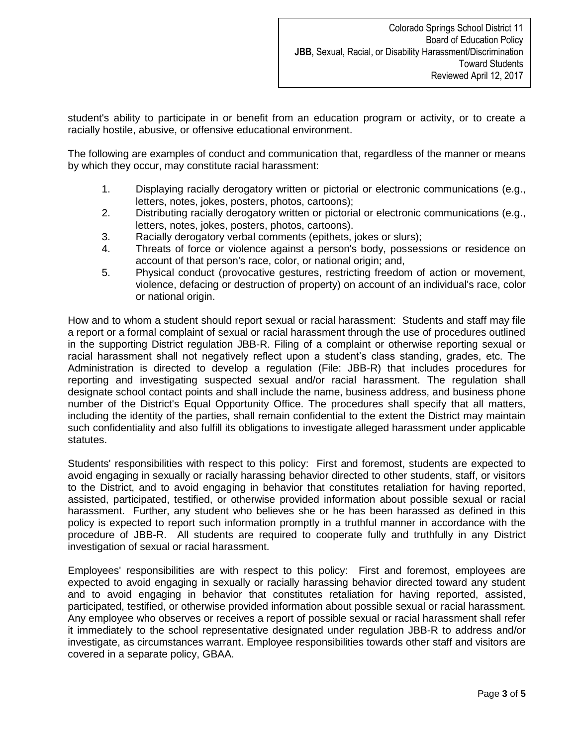student's ability to participate in or benefit from an education program or activity, or to create a racially hostile, abusive, or offensive educational environment.

The following are examples of conduct and communication that, regardless of the manner or means by which they occur, may constitute racial harassment:

1. Displaying racially derogatory written or pictorial or electronic communications (e.g., letters, notes, jokes, posters, photos, cartoons);
2. Distributing racially derogatory written or pictorial or electronic communications (e.g., letters, notes, jokes, posters, photos, cartoons).
3. Racially derogatory verbal comments (epithets, jokes or slurs);
4. Threats of force or violence against a person's body, possessions or residence on account of that person's race, color, or national origin; and,
5. Physical conduct (provocative gestures, restricting freedom of action or movement, violence, defacing or destruction of property) on account of an individual's race, color or national origin.

How and to whom a student should report sexual or racial harassment: Students and staff may file a report or a formal complaint of sexual or racial harassment through the use of procedures outlined in the supporting District regulation JBB-R. Filing of a complaint or otherwise reporting sexual or racial harassment shall not negatively reflect upon a student's class standing, grades, etc. The Administration is directed to develop a regulation (File: JBB-R) that includes procedures for reporting and investigating suspected sexual and/or racial harassment. The regulation shall designate school contact points and shall include the name, business address, and business phone number of the District's Equal Opportunity Office. The procedures shall specify that all matters, including the identity of the parties, shall remain confidential to the extent the District may maintain such confidentiality and also fulfill its obligations to investigate alleged harassment under applicable statutes.

Students' responsibilities with respect to this policy: First and foremost, students are expected to avoid engaging in sexually or racially harassing behavior directed to other students, staff, or visitors to the District, and to avoid engaging in behavior that constitutes retaliation for having reported, assisted, participated, testified, or otherwise provided information about possible sexual or racial harassment. Further, any student who believes she or he has been harassed as defined in this policy is expected to report such information promptly in a truthful manner in accordance with the procedure of JBB-R. All students are required to cooperate fully and truthfully in any District investigation of sexual or racial harassment.

Employees' responsibilities are with respect to this policy: First and foremost, employees are expected to avoid engaging in sexually or racially harassing behavior directed toward any student and to avoid engaging in behavior that constitutes retaliation for having reported, assisted, participated, testified, or otherwise provided information about possible sexual or racial harassment. Any employee who observes or receives a report of possible sexual or racial harassment shall refer it immediately to the school representative designated under regulation JBB-R to address and/or investigate, as circumstances warrant. Employee responsibilities towards other staff and visitors are covered in a separate policy, GBAA.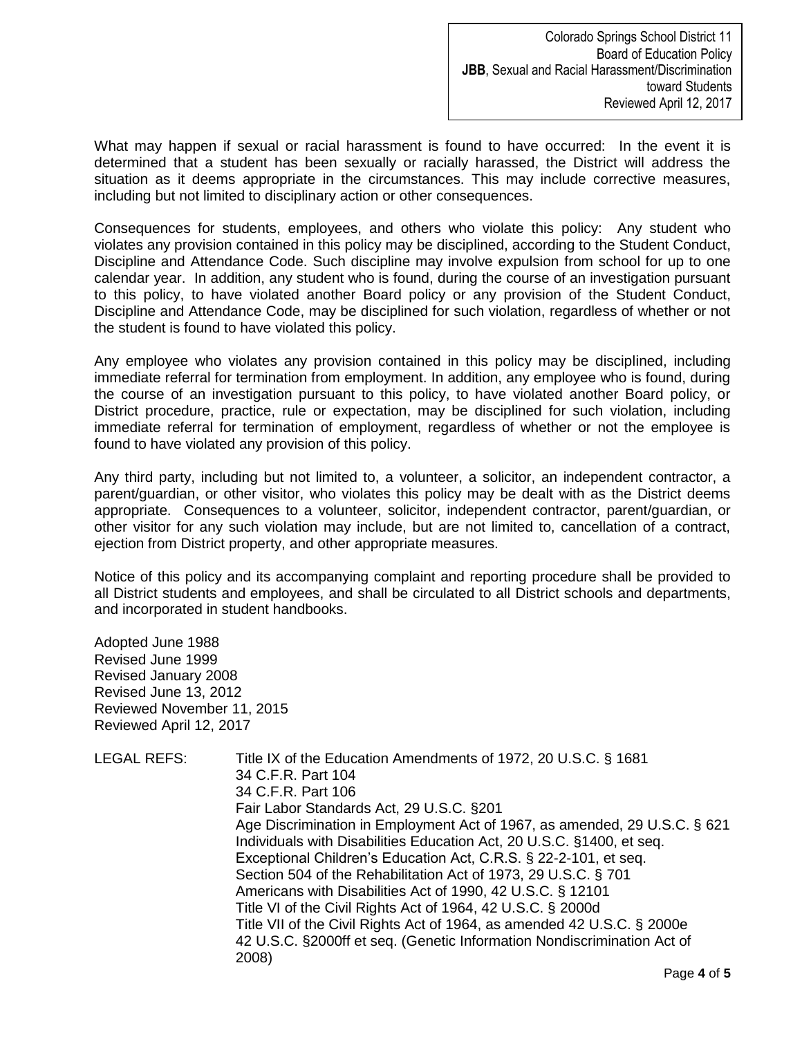What may happen if sexual or racial harassment is found to have occurred: In the event it is determined that a student has been sexually or racially harassed, the District will address the situation as it deems appropriate in the circumstances. This may include corrective measures, including but not limited to disciplinary action or other consequences.

Consequences for students, employees, and others who violate this policy: Any student who violates any provision contained in this policy may be disciplined, according to the Student Conduct, Discipline and Attendance Code. Such discipline may involve expulsion from school for up to one calendar year. In addition, any student who is found, during the course of an investigation pursuant to this policy, to have violated another Board policy or any provision of the Student Conduct, Discipline and Attendance Code, may be disciplined for such violation, regardless of whether or not the student is found to have violated this policy.

Any employee who violates any provision contained in this policy may be disciplined, including immediate referral for termination from employment. In addition, any employee who is found, during the course of an investigation pursuant to this policy, to have violated another Board policy, or District procedure, practice, rule or expectation, may be disciplined for such violation, including immediate referral for termination of employment, regardless of whether or not the employee is found to have violated any provision of this policy.

Any third party, including but not limited to, a volunteer, a solicitor, an independent contractor, a parent/guardian, or other visitor, who violates this policy may be dealt with as the District deems appropriate. Consequences to a volunteer, solicitor, independent contractor, parent/guardian, or other visitor for any such violation may include, but are not limited to, cancellation of a contract, ejection from District property, and other appropriate measures.

Notice of this policy and its accompanying complaint and reporting procedure shall be provided to all District students and employees, and shall be circulated to all District schools and departments, and incorporated in student handbooks.

Adopted June 1988
Revised June 1999
Revised January 2008
Revised June 13, 2012
Reviewed November 11, 2015
Reviewed April 12, 2017

LEGAL REFS:
- Title IX of the Education Amendments of 1972, 20 U.S.C. § 1681
- 34 C.F.R. Part 104
- 34 C.F.R. Part 106
- Fair Labor Standards Act, 29 U.S.C. §201
- Age Discrimination in Employment Act of 1967, as amended, 29 U.S.C. § 621
- Individuals with Disabilities Education Act, 20 U.S.C. §1400, et seq.
- Exceptional Children's Education Act, C.R.S. § 22-2-101, et seq.
- Section 504 of the Rehabilitation Act of 1973, 29 U.S.C. § 701
- Americans with Disabilities Act of 1990, 42 U.S.C. § 12101
- Title VI of the Civil Rights Act of 1964, 42 U.S.C. § 2000d
- Title VII of the Civil Rights Act of 1964, as amended 42 U.S.C. § 2000e
- 42 U.S.C. §2000ff et seq. (Genetic Information Nondiscrimination Act of 2008)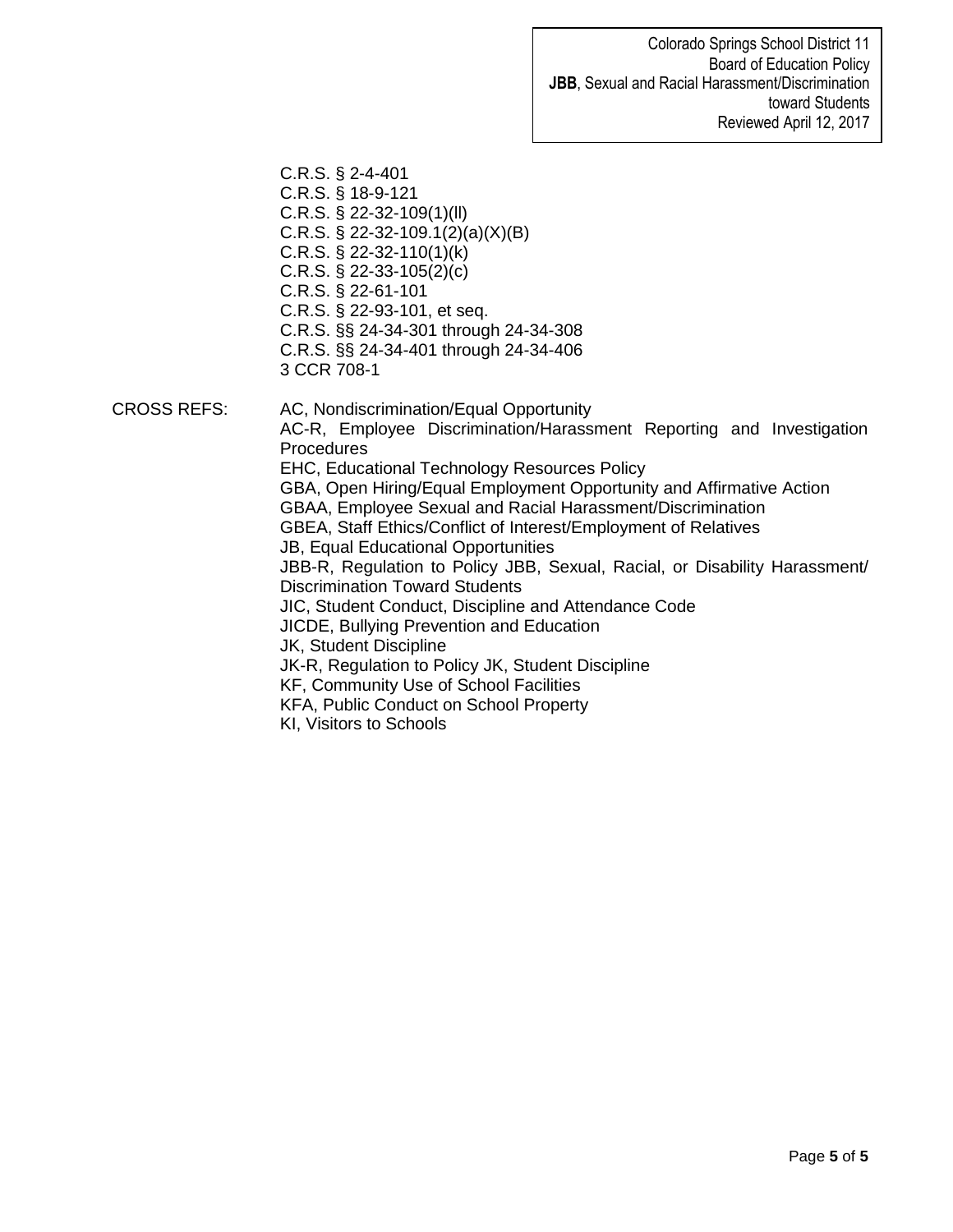C.R.S. § 2-4-401
C.R.S. § 18-9-121
C.R.S. § 22-32-109(1)(ll)
C.R.S. § 22-32-109.1(2)(a)(X)(B)
C.R.S. § 22-32-110(1)(k)
C.R.S. § 22-33-105(2)(c)
C.R.S. § 22-61-101
C.R.S. § 22-93-101, et seq.
C.R.S. §§ 24-34-301 through 24-34-308
C.R.S. §§ 24-34-401 through 24-34-406
3 CCR 708-1

CROSS REFS:

AC, Nondiscrimination/Equal Opportunity
AC-R, Employee Discrimination/Harassment Reporting and Investigation Procedures
EHC, Educational Technology Resources Policy
GBA, Open Hiring/Equal Employment Opportunity and Affirmative Action
GBAA, Employee Sexual and Racial Harassment/Discrimination
GBEA, Staff Ethics/Conflict of Interest/Employment of Relatives
JB, Equal Educational Opportunities
JBB-R, Regulation to Policy JBB, Sexual, Racial, or Disability Harassment/ Discrimination Toward Students
JIC, Student Conduct, Discipline and Attendance Code
JICDE, Bullying Prevention and Education
JK, Student Discipline
JK-R, Regulation to Policy JK, Student Discipline
KF, Community Use of School Facilities
KFA, Public Conduct on School Property
KI, Visitors to Schools